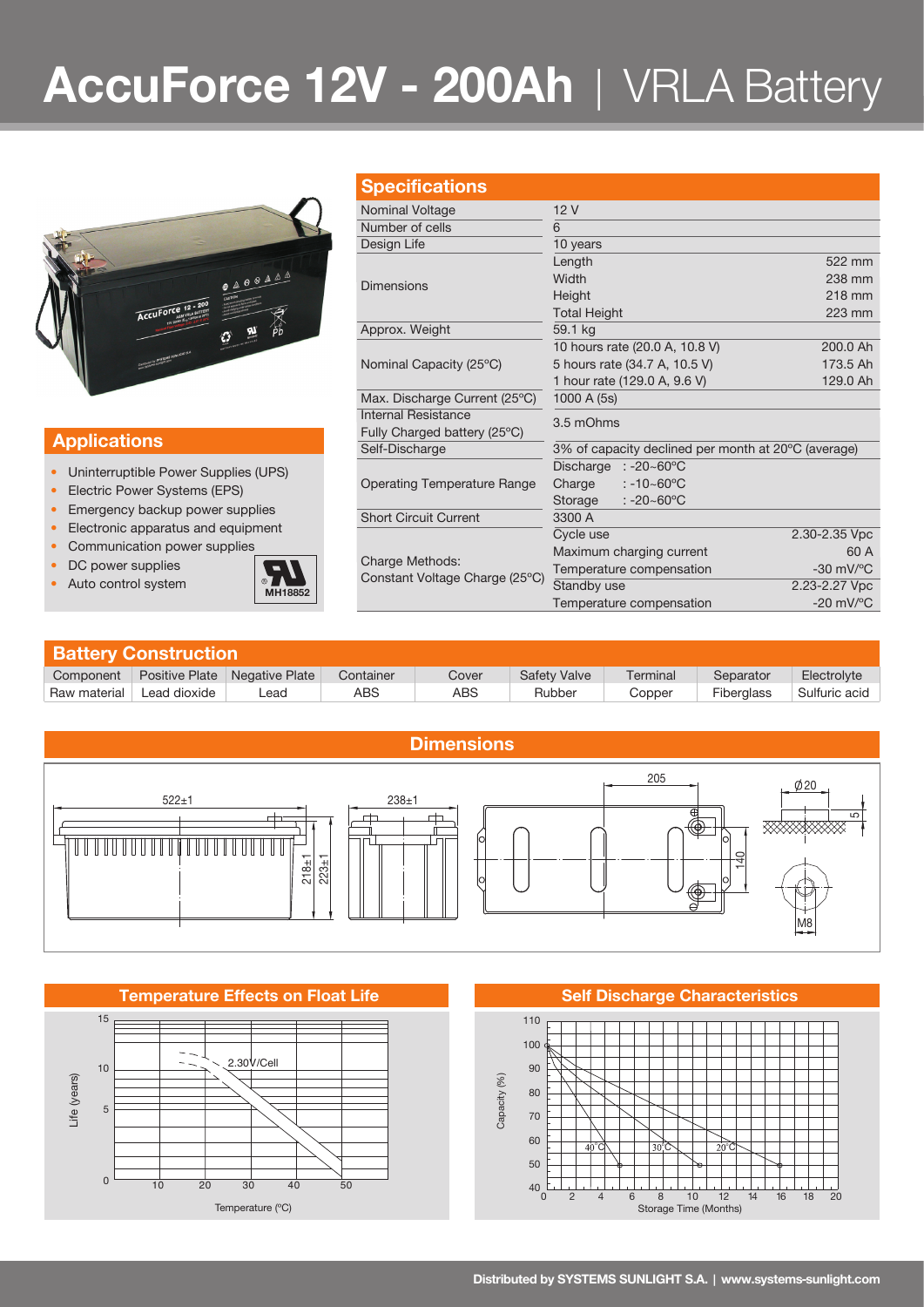# AccuForce 12V - 200Ah | VRLA Battery

## Specifications

| Specifications | | |
|---|---|---|
| Nominal Voltage | 12 V | |
| Number of cells | 6 | |
| Design Life | 10 years | |
| Dimensions | Length | 522 mm |
| | Width | 238 mm |
| | Height | 218 mm |
| | Total Height | 223 mm |
| Approx. Weight | 59.1 kg | |
| Nominal Capacity (25°C) | 10 hours rate (20.0 A, 10.8 V) | 200.0 Ah |
| | 5 hours rate (34.7 A, 10.5 V) | 173.5 Ah |
| | 1 hour rate (129.0 A, 9.6 V) | 129.0 Ah |
| Max. Discharge Current (25°C) | 1000 A (5s) | |
| Internal Resistance Fully Charged battery (25°C) | 3.5 mOhms | |
| Self-Discharge | 3% of capacity declined per month at 20°C (average) | |
| Operating Temperature Range | Discharge : -20~60°C | |
| | Charge : -10~60°C | |
| | Storage : -20~60°C | |
| Short Circuit Current | 3300 A | |
| Charge Methods: Constant Voltage Charge (25°C) | Cycle use | 2.30-2.35 Vpc |
| | Maximum charging current | 60 A |
| | Temperature compensation | -30 mV/°C |
| | Standby use | 2.23-2.27 Vpc |
| | Temperature compensation | -20 mV/°C |

## Applications

- Uninterruptible Power Supplies (UPS)
- Electric Power Systems (EPS)
- Emergency backup power supplies
- Electronic apparatus and equipment
- Communication power supplies
- DC power supplies
- Auto control system

MH18852

## Battery Construction

| Component | Positive Plate | Negative Plate | Container | Cover | Safety Valve | Terminal | Separator | Electrolyte |
|---|---|---|---|---|---|---|---|---|
| Raw material | Lead dioxide | Lead | ABS | ABS | Rubber | Copper | Fiberglass | Sulfuric acid |

## Dimensions

522±1 · 238±1 · 218±1 · 223±1 · 205 · 140 · Ø20 · 5 · M8

## Temperature Effects on Float Life

Life (years) vs. Temperature (°C) — 2.30V/Cell

## Self Discharge Characteristics

Capacity (%) vs. Storage Time (Months) — 40°C, 30°C, 20°C

Distributed by SYSTEMS SUNLIGHT S.A. | www.systems-sunlight.com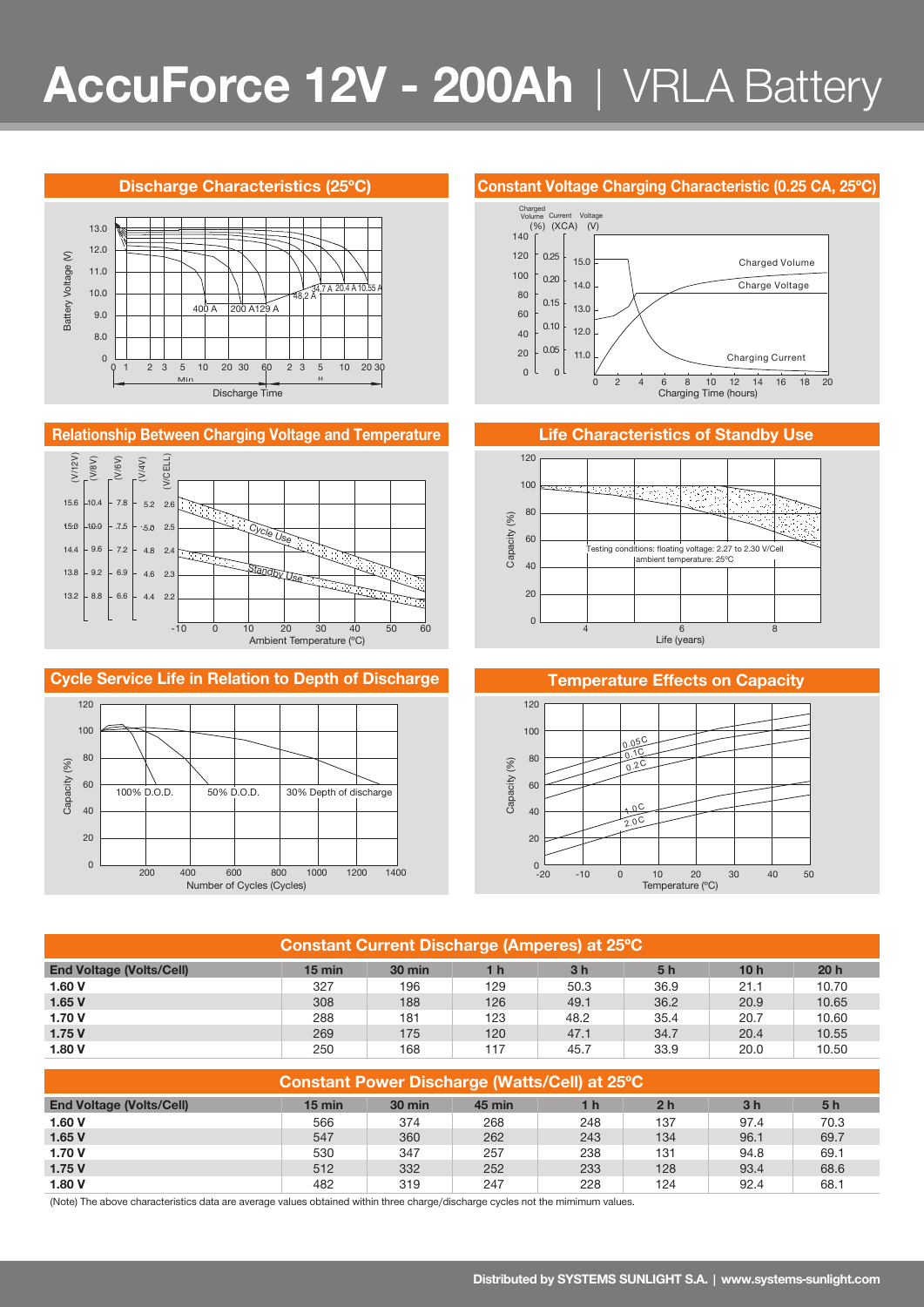# AccuForce 12V - 200Ah | VRLA Battery

## Discharge Characteristics (25°C)

Battery Voltage (V)

13.0
12.0
11.0
10.0
9.0
8.0
0

400 A
200 A
129 A
48.2 A
34.7 A
20.4 A
10.55 A

0 1 2 3 5 10 20 30 60 2 3 5 10 20 30

Min
H

Discharge Time

## Constant Voltage Charging Characteristic (0.25 CA, 25°C)

Charged Volume (%)
Current (XCA)
Voltage (V)

140
120
100
80
60
40
20
0

0.25
0.20
0.15
0.10
0.05
0

15.0
14.0
13.0
12.0
11.0

Charged Volume
Charge Voltage
Charging Current

0 2 4 6 8 10 12 14 16 18 20

Charging Time (hours)

## Relationship Between Charging Voltage and Temperature

(V/12V) (V/8V) (V/6V) (V/4V) (V/CELL)

15.6 10.4 7.8 5.2 2.6
15.0 10.0 7.5 5.0 2.5
14.4 9.6 7.2 4.8 2.4
13.8 9.2 6.9 4.6 2.3
13.2 8.8 6.6 4.4 2.2

Cycle Use
Standby Use

-10 0 10 20 30 40 50 60

Ambient Temperature (°C)

## Life Characteristics of Standby Use

Capacity (%)

120
100
80
60
40
20
0

Testing conditions: floating voltage: 2.27 to 2.30 V/Cell
ambient temperature: 25°C

4 6 8

Life (years)

## Cycle Service Life in Relation to Depth of Discharge

Capacity (%)

120
100
80
60
40
20
0

100% D.O.D.
50% D.O.D.
30% Depth of discharge

200 400 600 800 1000 1200 1400

Number of Cycles (Cycles)

## Temperature Effects on Capacity

Capacity (%)

120
100
80
60
40
20
0

0.05C
0.1C
0.2C
1.0C
2.0C

-20 -10 0 10 20 30 40 50

Temperature (°C)

## Constant Current Discharge (Amperes) at 25°C

| End Voltage (Volts/Cell) | 15 min | 30 min | 1 h | 3 h | 5 h | 10 h | 20 h |
|---|---|---|---|---|---|---|---|
| **1.60 V** | 327 | 196 | 129 | 50.3 | 36.9 | 21.1 | 10.70 |
| **1.65 V** | 308 | 188 | 126 | 49.1 | 36.2 | 20.9 | 10.65 |
| **1.70 V** | 288 | 181 | 123 | 48.2 | 35.4 | 20.7 | 10.60 |
| **1.75 V** | 269 | 175 | 120 | 47.1 | 34.7 | 20.4 | 10.55 |
| **1.80 V** | 250 | 168 | 117 | 45.7 | 33.9 | 20.0 | 10.50 |

## Constant Power Discharge (Watts/Cell) at 25°C

| End Voltage (Volts/Cell) | 15 min | 30 min | 45 min | 1 h | 2 h | 3 h | 5 h |
|---|---|---|---|---|---|---|---|
| **1.60 V** | 566 | 374 | 268 | 248 | 137 | 97.4 | 70.3 |
| **1.65 V** | 547 | 360 | 262 | 243 | 134 | 96.1 | 69.7 |
| **1.70 V** | 530 | 347 | 257 | 238 | 131 | 94.8 | 69.1 |
| **1.75 V** | 512 | 332 | 252 | 233 | 128 | 93.4 | 68.6 |
| **1.80 V** | 482 | 319 | 247 | 228 | 124 | 92.4 | 68.1 |

(Note) The above characteristics data are average values obtained within three charge/discharge cycles not the mimimum values.

**Distributed by SYSTEMS SUNLIGHT S.A. | www.systems-sunlight.com**